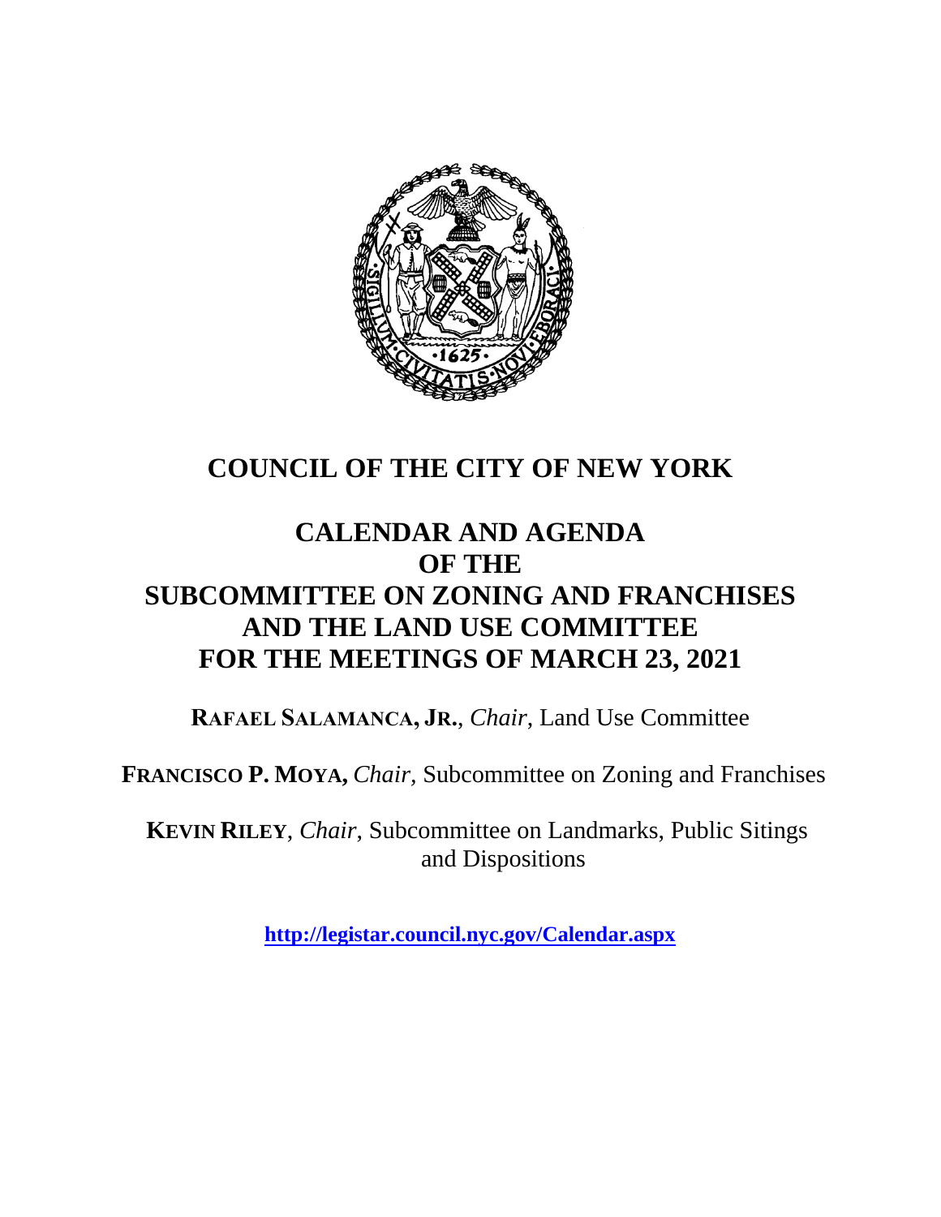# COUNCIL OF THE CITY OF NEW YORK

## CALENDAR AND AGENDA
## OF THE
## SUBCOMMITTEE ON ZONING AND FRANCHISES
## AND THE LAND USE COMMITTEE
## FOR THE MEETINGS OF MARCH 23, 2021

**RAFAEL SALAMANCA, JR.**, *Chair*, Land Use Committee

**FRANCISCO P. MOYA,** *Chair*, Subcommittee on Zoning and Franchises

**KEVIN RILEY**, *Chair*, Subcommittee on Landmarks, Public Sitings and Dispositions

**http://legistar.council.nyc.gov/Calendar.aspx**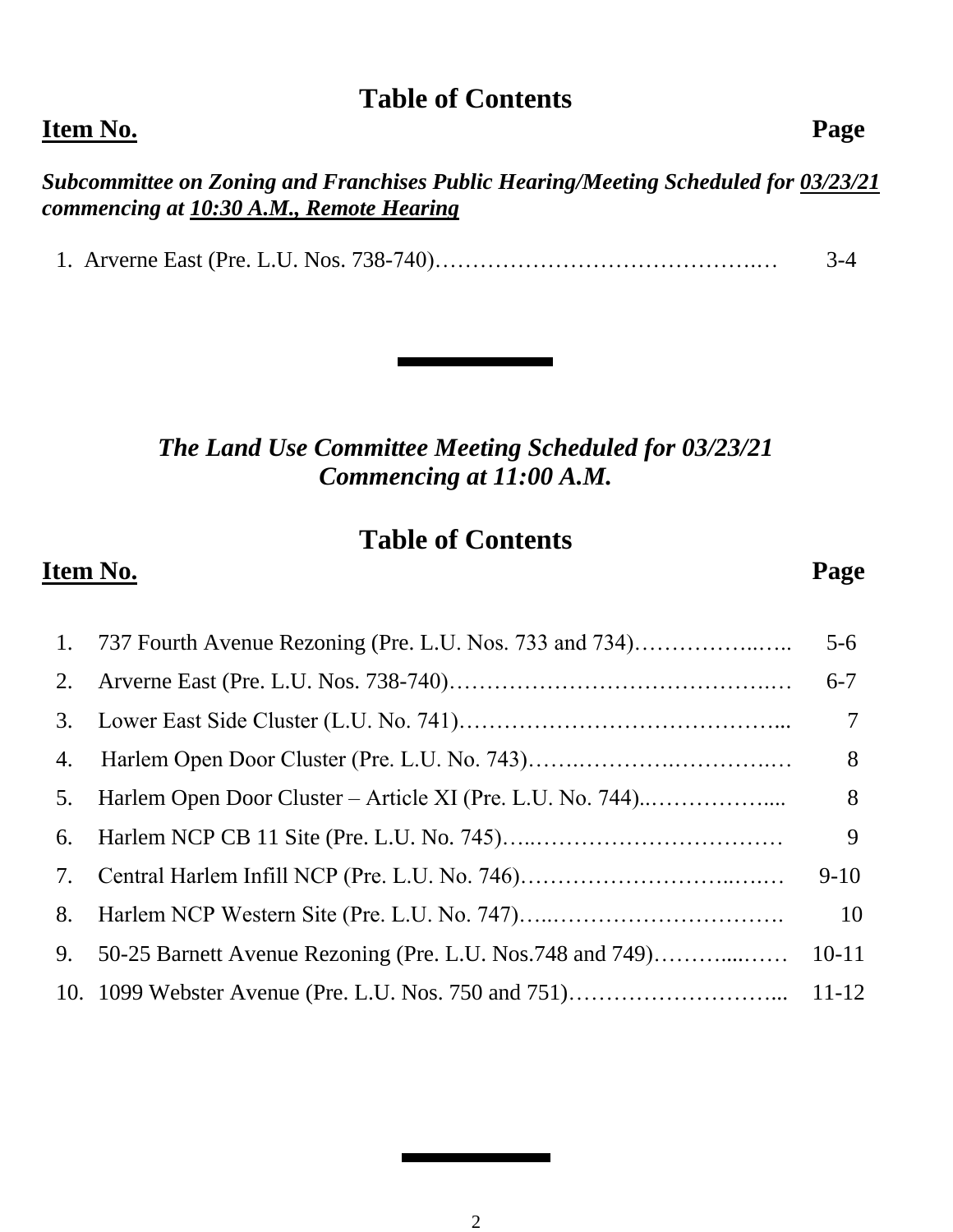## Table of Contents

| Item No. | Page |
|---|---|
| ***Subcommittee on Zoning and Franchises Public Hearing/Meeting Scheduled for 03/23/21 commencing at 10:30 A.M., Remote Hearing*** | |
| 1. Arverne East (Pre. L.U. Nos. 738-740) | 3-4 |

---

### *The Land Use Committee Meeting Scheduled for 03/23/21 Commencing at 11:00 A.M.*

## Table of Contents

| Item No. | | Page |
|---|---|---|
| 1. | 737 Fourth Avenue Rezoning (Pre. L.U. Nos. 733 and 734) | 5-6 |
| 2. | Arverne East (Pre. L.U. Nos. 738-740) | 6-7 |
| 3. | Lower East Side Cluster (L.U. No. 741) | 7 |
| 4. | Harlem Open Door Cluster (Pre. L.U. No. 743) | 8 |
| 5. | Harlem Open Door Cluster – Article XI (Pre. L.U. No. 744) | 8 |
| 6. | Harlem NCP CB 11 Site (Pre. L.U. No. 745) | 9 |
| 7. | Central Harlem Infill NCP (Pre. L.U. No. 746) | 9-10 |
| 8. | Harlem NCP Western Site (Pre. L.U. No. 747) | 10 |
| 9. | 50-25 Barnett Avenue Rezoning (Pre. L.U. Nos.748 and 749) | 10-11 |
| 10. | 1099 Webster Avenue (Pre. L.U. Nos. 750 and 751) | 11-12 |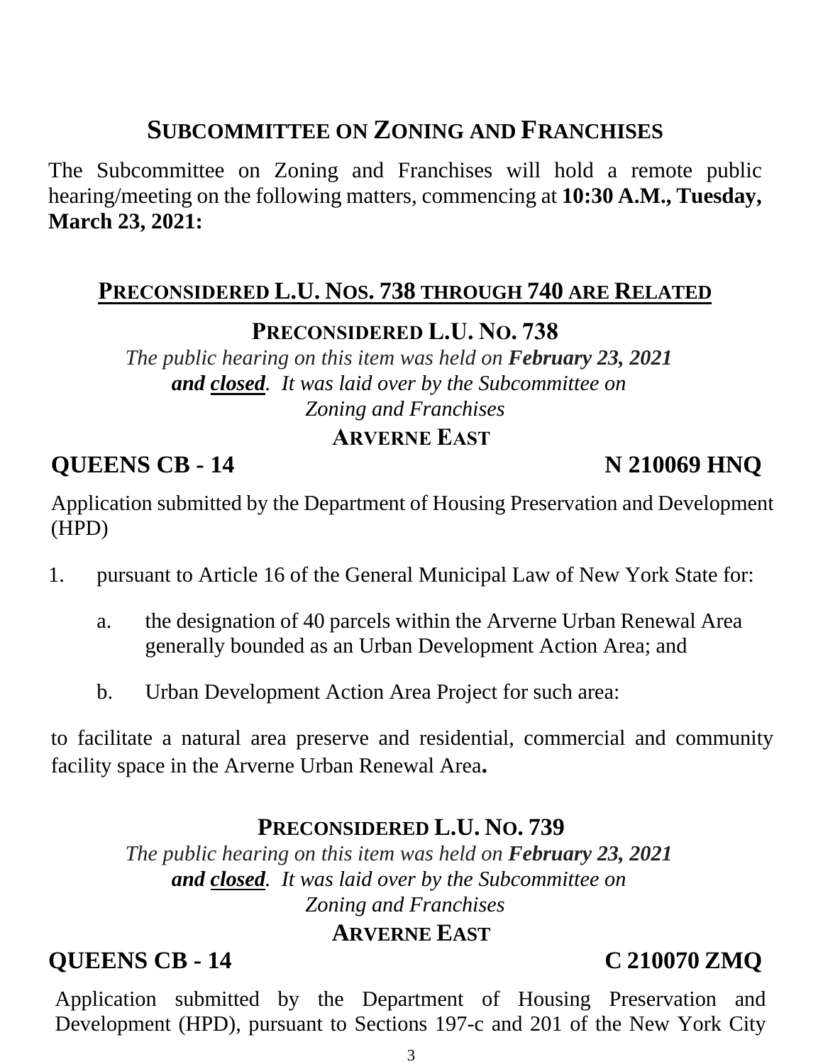## SUBCOMMITTEE ON ZONING AND FRANCHISES

The Subcommittee on Zoning and Franchises will hold a remote public hearing/meeting on the following matters, commencing at **10:30 A.M., Tuesday, March 23, 2021:**

### PRECONSIDERED L.U. NOS. 738 THROUGH 740 ARE RELATED

### PRECONSIDERED L.U. NO. 738

*The public hearing on this item was held on **February 23, 2021 and closed**. It was laid over by the Subcommittee on Zoning and Franchises*

**ARVERNE EAST**

**QUEENS CB - 14** **N 210069 HNQ**

Application submitted by the Department of Housing Preservation and Development (HPD)

1. pursuant to Article 16 of the General Municipal Law of New York State for:
   a. the designation of 40 parcels within the Arverne Urban Renewal Area generally bounded as an Urban Development Action Area; and
   b. Urban Development Action Area Project for such area:

to facilitate a natural area preserve and residential, commercial and community facility space in the Arverne Urban Renewal Area**.**

### PRECONSIDERED L.U. NO. 739

*The public hearing on this item was held on **February 23, 2021 and closed**. It was laid over by the Subcommittee on Zoning and Franchises*

**ARVERNE EAST**

**QUEENS CB - 14** **C 210070 ZMQ**

Application submitted by the Department of Housing Preservation and Development (HPD), pursuant to Sections 197-c and 201 of the New York City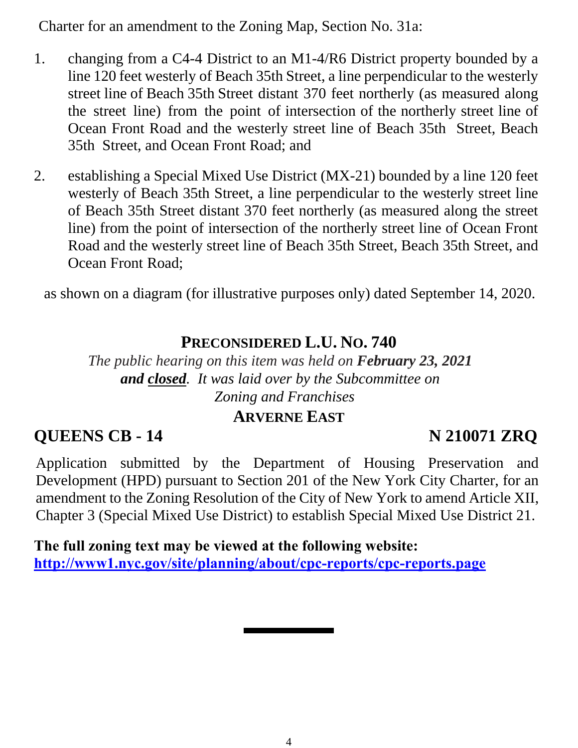Charter for an amendment to the Zoning Map, Section No. 31a:

1. changing from a C4-4 District to an M1-4/R6 District property bounded by a line 120 feet westerly of Beach 35th Street, a line perpendicular to the westerly street line of Beach 35th Street distant 370 feet northerly (as measured along the street line) from the point of intersection of the northerly street line of Ocean Front Road and the westerly street line of Beach 35th Street, Beach 35th Street, and Ocean Front Road; and

2. establishing a Special Mixed Use District (MX-21) bounded by a line 120 feet westerly of Beach 35th Street, a line perpendicular to the westerly street line of Beach 35th Street distant 370 feet northerly (as measured along the street line) from the point of intersection of the northerly street line of Ocean Front Road and the westerly street line of Beach 35th Street, Beach 35th Street, and Ocean Front Road;

as shown on a diagram (for illustrative purposes only) dated September 14, 2020.

## PRECONSIDERED L.U. NO. 740

*The public hearing on this item was held on **February 23, 2021 and closed**. It was laid over by the Subcommittee on Zoning and Franchises*

**ARVERNE EAST**

**QUEENS CB - 14** **N 210071 ZRQ**

Application submitted by the Department of Housing Preservation and Development (HPD) pursuant to Section 201 of the New York City Charter, for an amendment to the Zoning Resolution of the City of New York to amend Article XII, Chapter 3 (Special Mixed Use District) to establish Special Mixed Use District 21.

**The full zoning text may be viewed at the following website:**
**http://www1.nyc.gov/site/planning/about/cpc-reports/cpc-reports.page**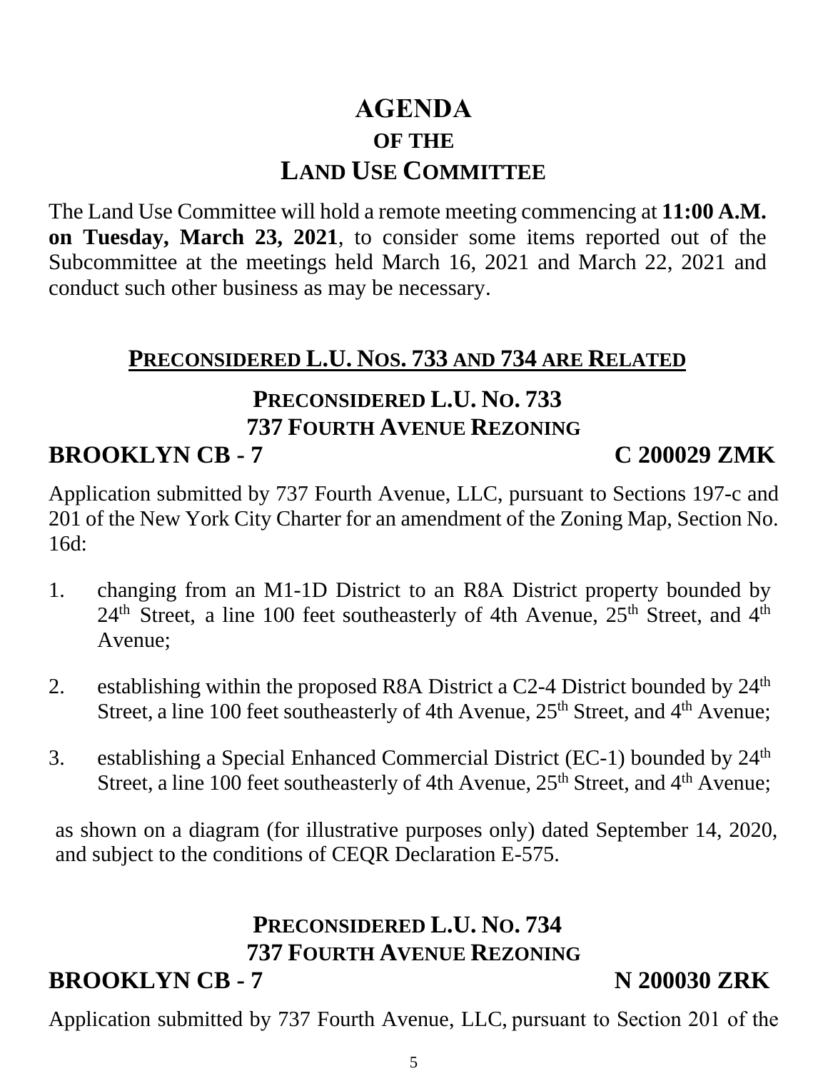# AGENDA
## OF THE
## LAND USE COMMITTEE

The Land Use Committee will hold a remote meeting commencing at **11:00 A.M. on Tuesday, March 23, 2021**, to consider some items reported out of the Subcommittee at the meetings held March 16, 2021 and March 22, 2021 and conduct such other business as may be necessary.

## PRECONSIDERED L.U. NOS. 733 AND 734 ARE RELATED

### PRECONSIDERED L.U. NO. 733
### 737 FOURTH AVENUE REZONING

**BROOKLYN CB - 7 C 200029 ZMK**

Application submitted by 737 Fourth Avenue, LLC, pursuant to Sections 197-c and 201 of the New York City Charter for an amendment of the Zoning Map, Section No. 16d:

1. changing from an M1-1D District to an R8A District property bounded by 24th Street, a line 100 feet southeasterly of 4th Avenue, 25th Street, and 4th Avenue;

2. establishing within the proposed R8A District a C2-4 District bounded by 24th Street, a line 100 feet southeasterly of 4th Avenue, 25th Street, and 4th Avenue;

3. establishing a Special Enhanced Commercial District (EC-1) bounded by 24th Street, a line 100 feet southeasterly of 4th Avenue, 25th Street, and 4th Avenue;

as shown on a diagram (for illustrative purposes only) dated September 14, 2020, and subject to the conditions of CEQR Declaration E-575.

### PRECONSIDERED L.U. NO. 734
### 737 FOURTH AVENUE REZONING

**BROOKLYN CB - 7 N 200030 ZRK**

Application submitted by 737 Fourth Avenue, LLC, pursuant to Section 201 of the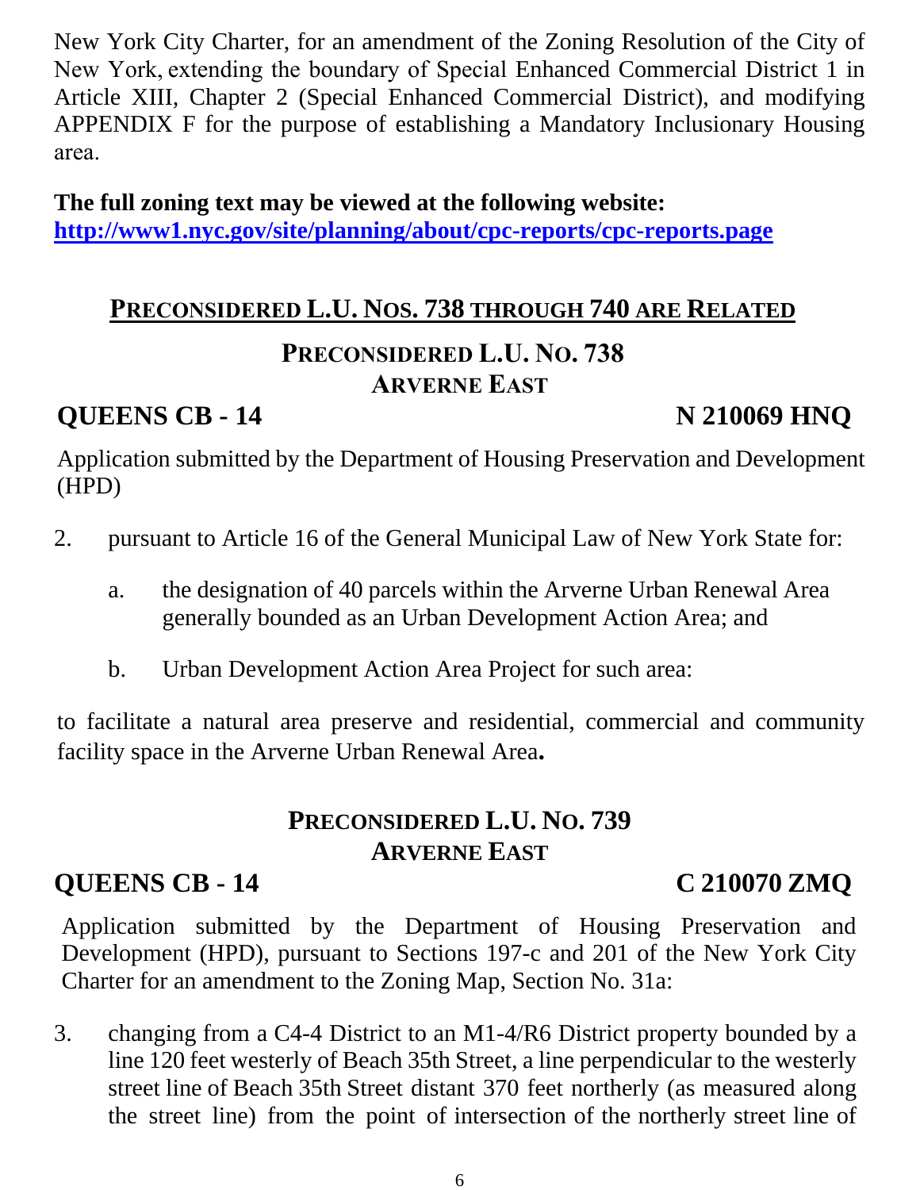New York City Charter, for an amendment of the Zoning Resolution of the City of New York, extending the boundary of Special Enhanced Commercial District 1 in Article XIII, Chapter 2 (Special Enhanced Commercial District), and modifying APPENDIX F for the purpose of establishing a Mandatory Inclusionary Housing area.

**The full zoning text may be viewed at the following website:**
**[http://www1.nyc.gov/site/planning/about/cpc-reports/cpc-reports.page](http://www1.nyc.gov/site/planning/about/cpc-reports/cpc-reports.page)**

## PRECONSIDERED L.U. NOS. 738 THROUGH 740 ARE RELATED

### PRECONSIDERED L.U. NO. 738
### ARVERNE EAST

**QUEENS CB - 14** **N 210069 HNQ**

Application submitted by the Department of Housing Preservation and Development (HPD)

2. pursuant to Article 16 of the General Municipal Law of New York State for:

   a. the designation of 40 parcels within the Arverne Urban Renewal Area generally bounded as an Urban Development Action Area; and

   b. Urban Development Action Area Project for such area:

to facilitate a natural area preserve and residential, commercial and community facility space in the Arverne Urban Renewal Area**.**

### PRECONSIDERED L.U. NO. 739
### ARVERNE EAST

**QUEENS CB - 14** **C 210070 ZMQ**

Application submitted by the Department of Housing Preservation and Development (HPD), pursuant to Sections 197-c and 201 of the New York City Charter for an amendment to the Zoning Map, Section No. 31a:

3. changing from a C4-4 District to an M1-4/R6 District property bounded by a line 120 feet westerly of Beach 35th Street, a line perpendicular to the westerly street line of Beach 35th Street distant 370 feet northerly (as measured along the street line) from the point of intersection of the northerly street line of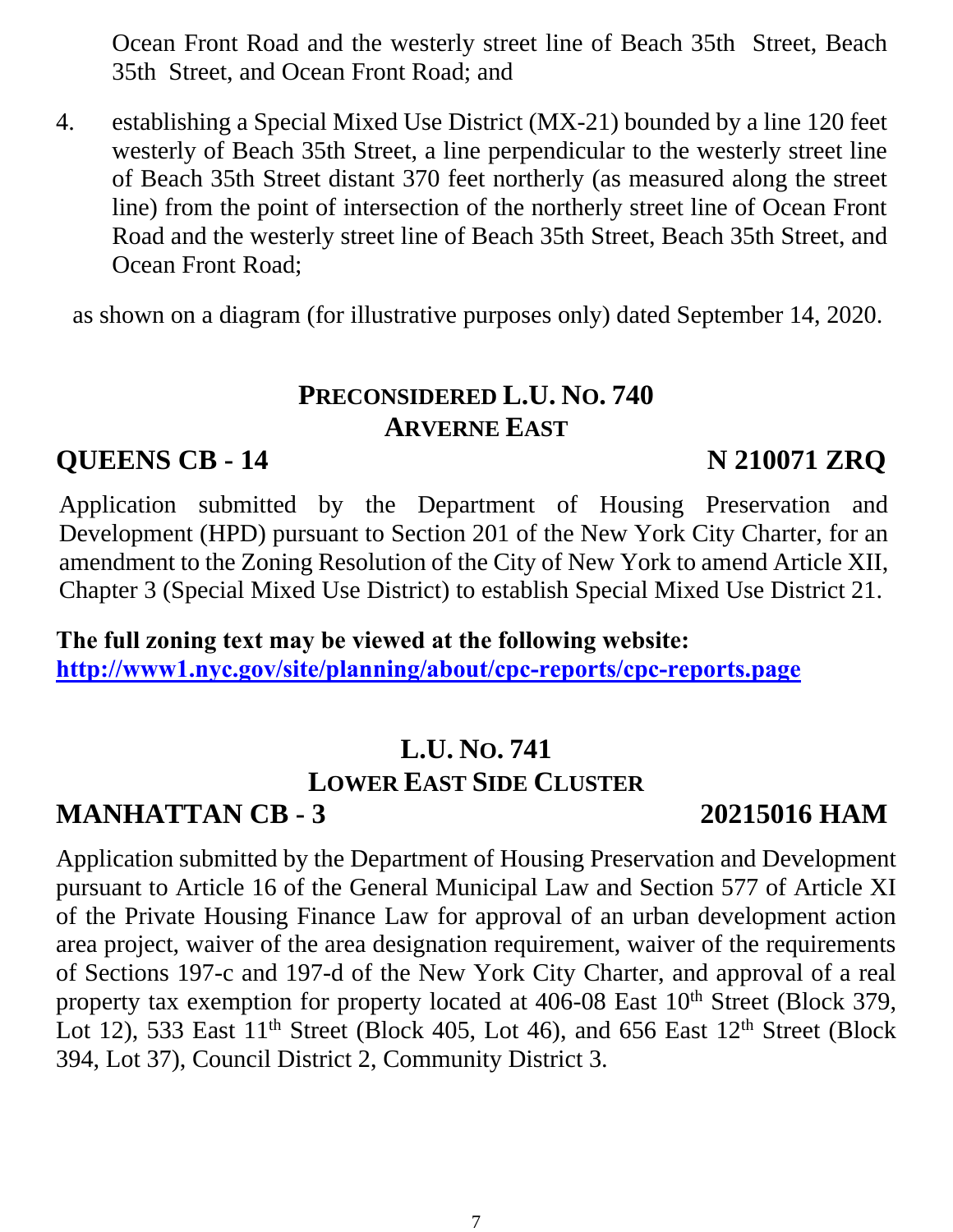Ocean Front Road and the westerly street line of Beach 35th Street, Beach 35th Street, and Ocean Front Road; and

4. establishing a Special Mixed Use District (MX-21) bounded by a line 120 feet westerly of Beach 35th Street, a line perpendicular to the westerly street line of Beach 35th Street distant 370 feet northerly (as measured along the street line) from the point of intersection of the northerly street line of Ocean Front Road and the westerly street line of Beach 35th Street, Beach 35th Street, and Ocean Front Road;

as shown on a diagram (for illustrative purposes only) dated September 14, 2020.

## PRECONSIDERED L.U. NO. 740
## ARVERNE EAST

**QUEENS CB - 14** **N 210071 ZRQ**

Application submitted by the Department of Housing Preservation and Development (HPD) pursuant to Section 201 of the New York City Charter, for an amendment to the Zoning Resolution of the City of New York to amend Article XII, Chapter 3 (Special Mixed Use District) to establish Special Mixed Use District 21.

**The full zoning text may be viewed at the following website:**
**http://www1.nyc.gov/site/planning/about/cpc-reports/cpc-reports.page**

## L.U. NO. 741
## LOWER EAST SIDE CLUSTER

**MANHATTAN CB - 3** **20215016 HAM**

Application submitted by the Department of Housing Preservation and Development pursuant to Article 16 of the General Municipal Law and Section 577 of Article XI of the Private Housing Finance Law for approval of an urban development action area project, waiver of the area designation requirement, waiver of the requirements of Sections 197-c and 197-d of the New York City Charter, and approval of a real property tax exemption for property located at 406-08 East 10th Street (Block 379, Lot 12), 533 East 11th Street (Block 405, Lot 46), and 656 East 12th Street (Block 394, Lot 37), Council District 2, Community District 3.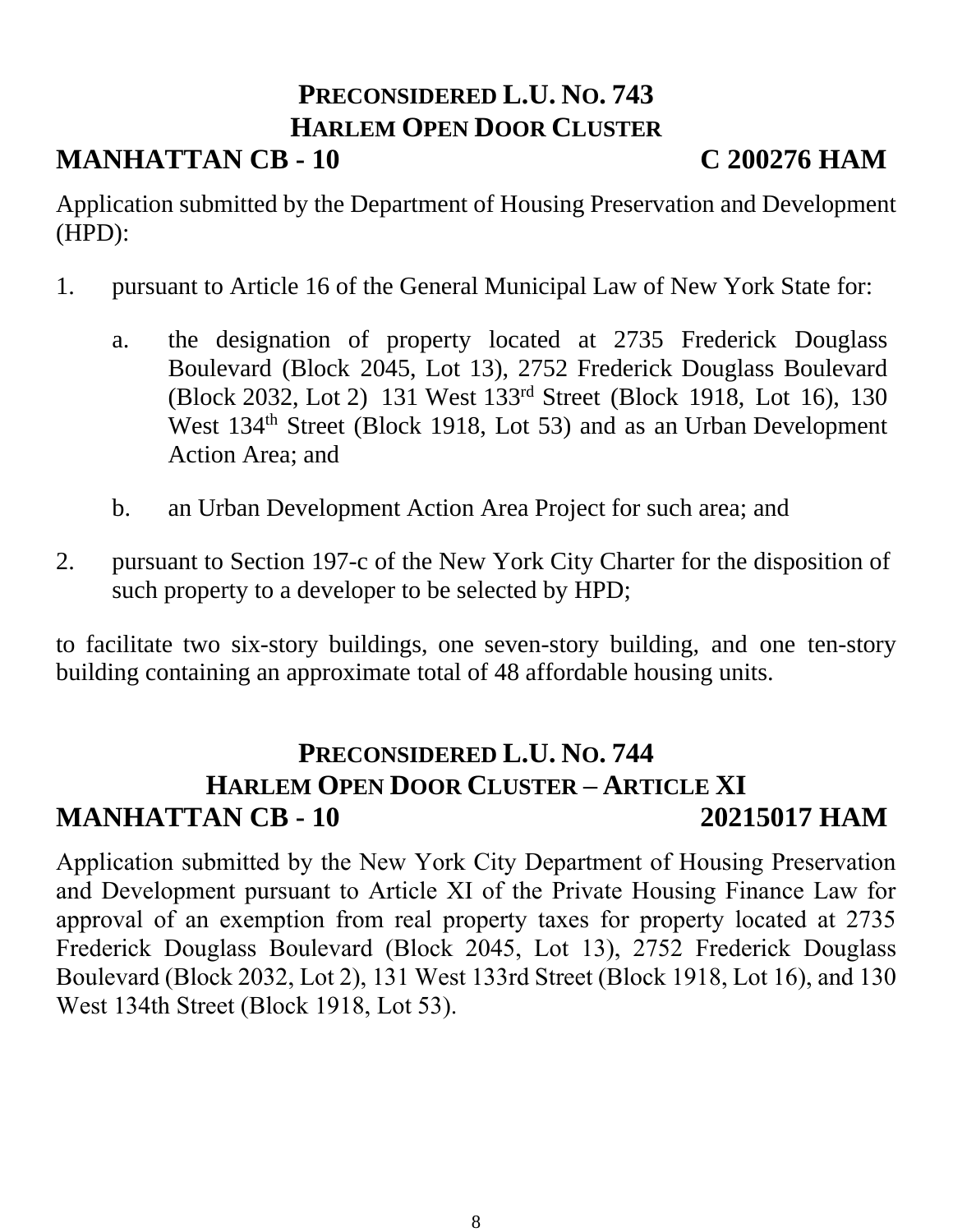## PRECONSIDERED L.U. NO. 743
## HARLEM OPEN DOOR CLUSTER

**MANHATTAN CB - 10** **C 200276 HAM**

Application submitted by the Department of Housing Preservation and Development (HPD):

1. pursuant to Article 16 of the General Municipal Law of New York State for:

   a. the designation of property located at 2735 Frederick Douglass Boulevard (Block 2045, Lot 13), 2752 Frederick Douglass Boulevard (Block 2032, Lot 2) 131 West 133rd Street (Block 1918, Lot 16), 130 West 134th Street (Block 1918, Lot 53) and as an Urban Development Action Area; and

   b. an Urban Development Action Area Project for such area; and

2. pursuant to Section 197-c of the New York City Charter for the disposition of such property to a developer to be selected by HPD;

to facilitate two six-story buildings, one seven-story building, and one ten-story building containing an approximate total of 48 affordable housing units.

## PRECONSIDERED L.U. NO. 744
## HARLEM OPEN DOOR CLUSTER – ARTICLE XI

**MANHATTAN CB - 10** **20215017 HAM**

Application submitted by the New York City Department of Housing Preservation and Development pursuant to Article XI of the Private Housing Finance Law for approval of an exemption from real property taxes for property located at 2735 Frederick Douglass Boulevard (Block 2045, Lot 13), 2752 Frederick Douglass Boulevard (Block 2032, Lot 2), 131 West 133rd Street (Block 1918, Lot 16), and 130 West 134th Street (Block 1918, Lot 53).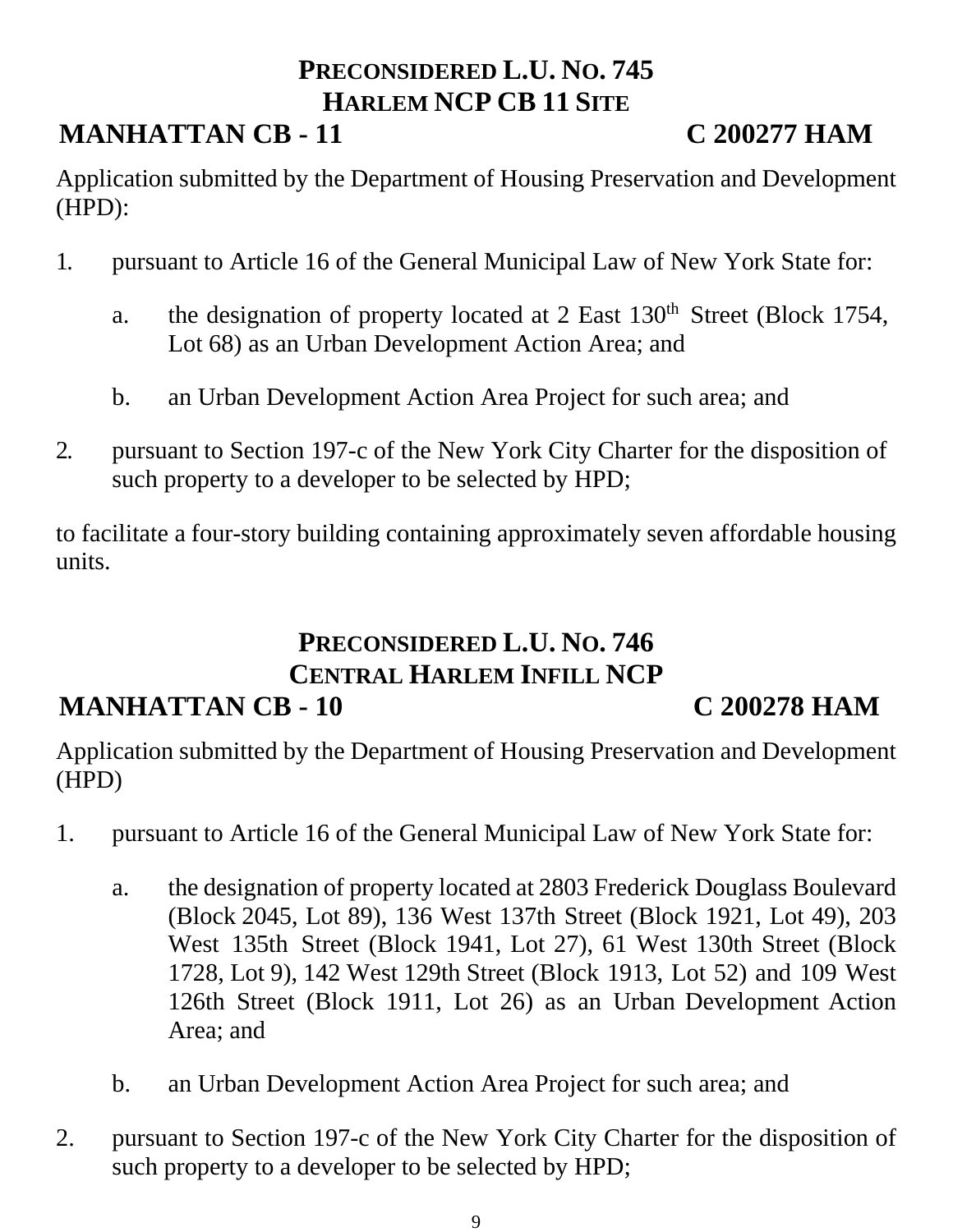## PRECONSIDERED L.U. NO. 745
## HARLEM NCP CB 11 SITE

**MANHATTAN CB - 11** **C 200277 HAM**

Application submitted by the Department of Housing Preservation and Development (HPD):

1. pursuant to Article 16 of the General Municipal Law of New York State for:

   a. the designation of property located at 2 East 130th Street (Block 1754, Lot 68) as an Urban Development Action Area; and

   b. an Urban Development Action Area Project for such area; and

2. pursuant to Section 197-c of the New York City Charter for the disposition of such property to a developer to be selected by HPD;

to facilitate a four-story building containing approximately seven affordable housing units.

## PRECONSIDERED L.U. NO. 746
## CENTRAL HARLEM INFILL NCP

**MANHATTAN CB - 10** **C 200278 HAM**

Application submitted by the Department of Housing Preservation and Development (HPD)

1. pursuant to Article 16 of the General Municipal Law of New York State for:

   a. the designation of property located at 2803 Frederick Douglass Boulevard (Block 2045, Lot 89), 136 West 137th Street (Block 1921, Lot 49), 203 West 135th Street (Block 1941, Lot 27), 61 West 130th Street (Block 1728, Lot 9), 142 West 129th Street (Block 1913, Lot 52) and 109 West 126th Street (Block 1911, Lot 26) as an Urban Development Action Area; and

   b. an Urban Development Action Area Project for such area; and

2. pursuant to Section 197-c of the New York City Charter for the disposition of such property to a developer to be selected by HPD;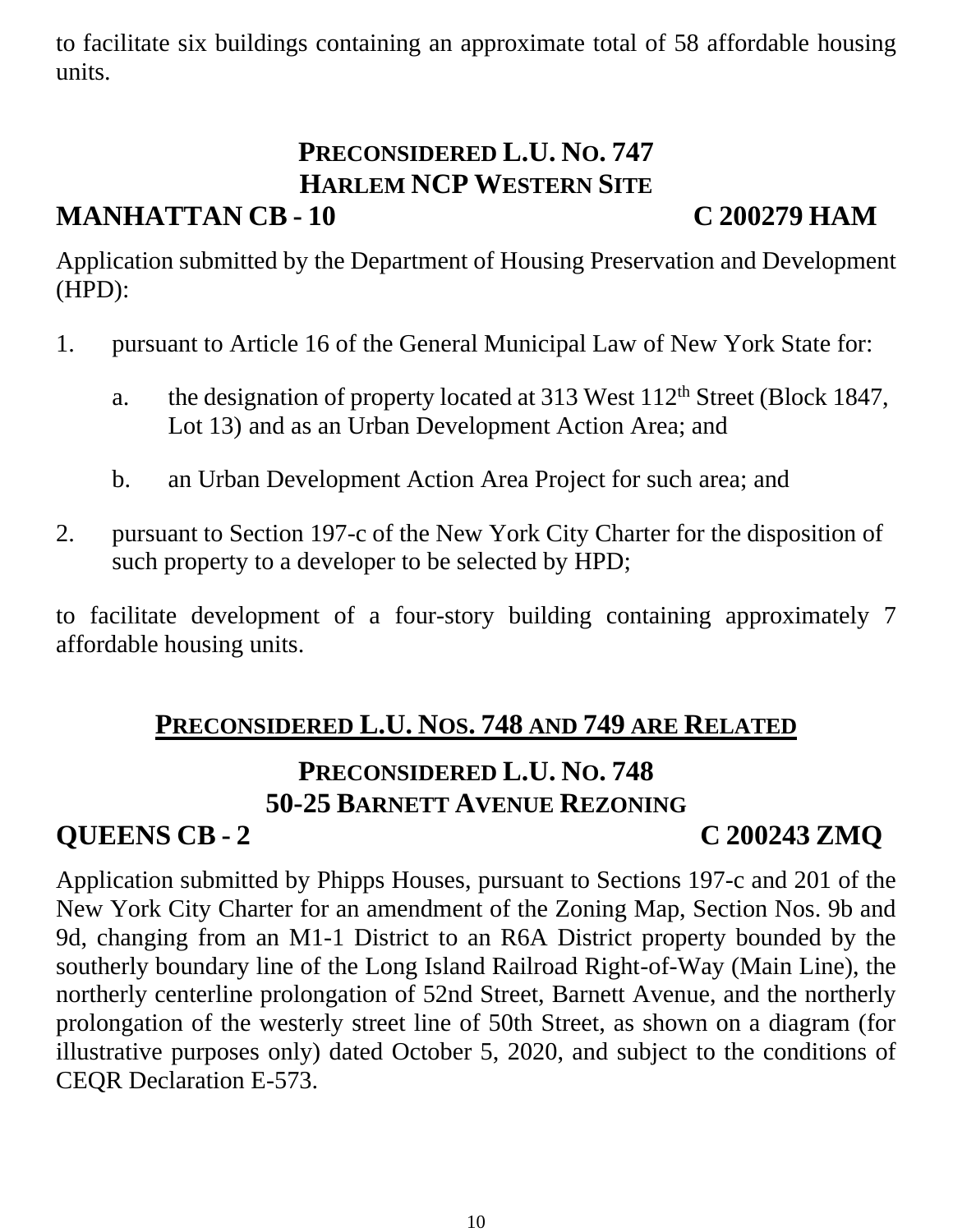to facilitate six buildings containing an approximate total of 58 affordable housing units.

### PRECONSIDERED L.U. NO. 747
### HARLEM NCP WESTERN SITE
### MANHATTAN CB - 10 C 200279 HAM

Application submitted by the Department of Housing Preservation and Development (HPD):

1. pursuant to Article 16 of the General Municipal Law of New York State for:

   a. the designation of property located at 313 West 112th Street (Block 1847, Lot 13) and as an Urban Development Action Area; and

   b. an Urban Development Action Area Project for such area; and

2. pursuant to Section 197-c of the New York City Charter for the disposition of such property to a developer to be selected by HPD;

to facilitate development of a four-story building containing approximately 7 affordable housing units.

## PRECONSIDERED L.U. NOS. 748 AND 749 ARE RELATED

### PRECONSIDERED L.U. NO. 748
### 50-25 BARNETT AVENUE REZONING
### QUEENS CB - 2 C 200243 ZMQ

Application submitted by Phipps Houses, pursuant to Sections 197-c and 201 of the New York City Charter for an amendment of the Zoning Map, Section Nos. 9b and 9d, changing from an M1-1 District to an R6A District property bounded by the southerly boundary line of the Long Island Railroad Right-of-Way (Main Line), the northerly centerline prolongation of 52nd Street, Barnett Avenue, and the northerly prolongation of the westerly street line of 50th Street, as shown on a diagram (for illustrative purposes only) dated October 5, 2020, and subject to the conditions of CEQR Declaration E-573.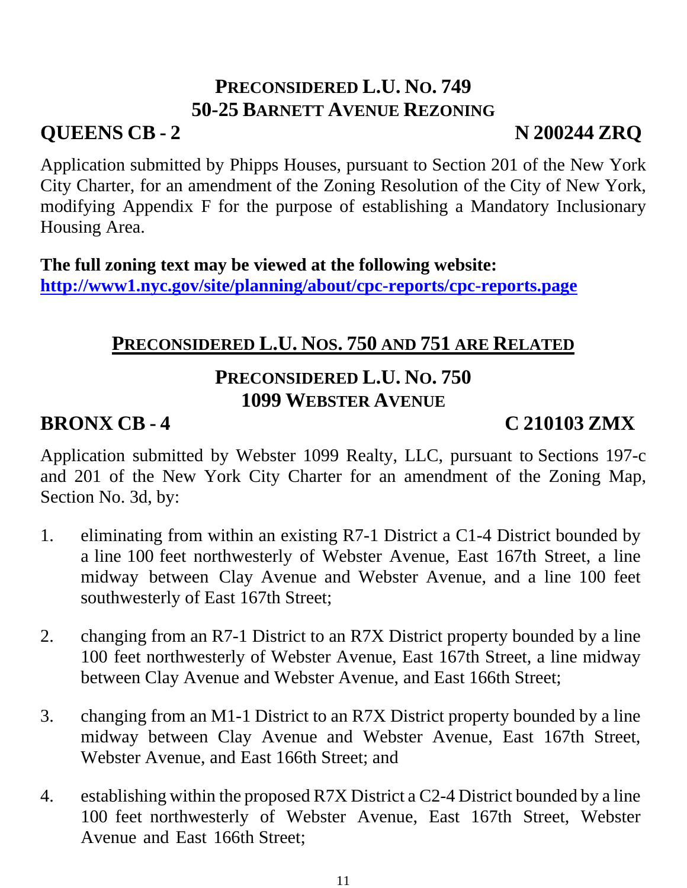## PRECONSIDERED L.U. NO. 749
## 50-25 BARNETT AVENUE REZONING

**QUEENS CB - 2** **N 200244 ZRQ**

Application submitted by Phipps Houses, pursuant to Section 201 of the New York City Charter, for an amendment of the Zoning Resolution of the City of New York, modifying Appendix F for the purpose of establishing a Mandatory Inclusionary Housing Area.

**The full zoning text may be viewed at the following website:**
**http://www1.nyc.gov/site/planning/about/cpc-reports/cpc-reports.page**

## PRECONSIDERED L.U. NOS. 750 AND 751 ARE RELATED

## PRECONSIDERED L.U. NO. 750
## 1099 WEBSTER AVENUE

**BRONX CB - 4** **C 210103 ZMX**

Application submitted by Webster 1099 Realty, LLC, pursuant to Sections 197-c and 201 of the New York City Charter for an amendment of the Zoning Map, Section No. 3d, by:

1. eliminating from within an existing R7-1 District a C1-4 District bounded by a line 100 feet northwesterly of Webster Avenue, East 167th Street, a line midway between Clay Avenue and Webster Avenue, and a line 100 feet southwesterly of East 167th Street;

2. changing from an R7-1 District to an R7X District property bounded by a line 100 feet northwesterly of Webster Avenue, East 167th Street, a line midway between Clay Avenue and Webster Avenue, and East 166th Street;

3. changing from an M1-1 District to an R7X District property bounded by a line midway between Clay Avenue and Webster Avenue, East 167th Street, Webster Avenue, and East 166th Street; and

4. establishing within the proposed R7X District a C2-4 District bounded by a line 100 feet northwesterly of Webster Avenue, East 167th Street, Webster Avenue and East 166th Street;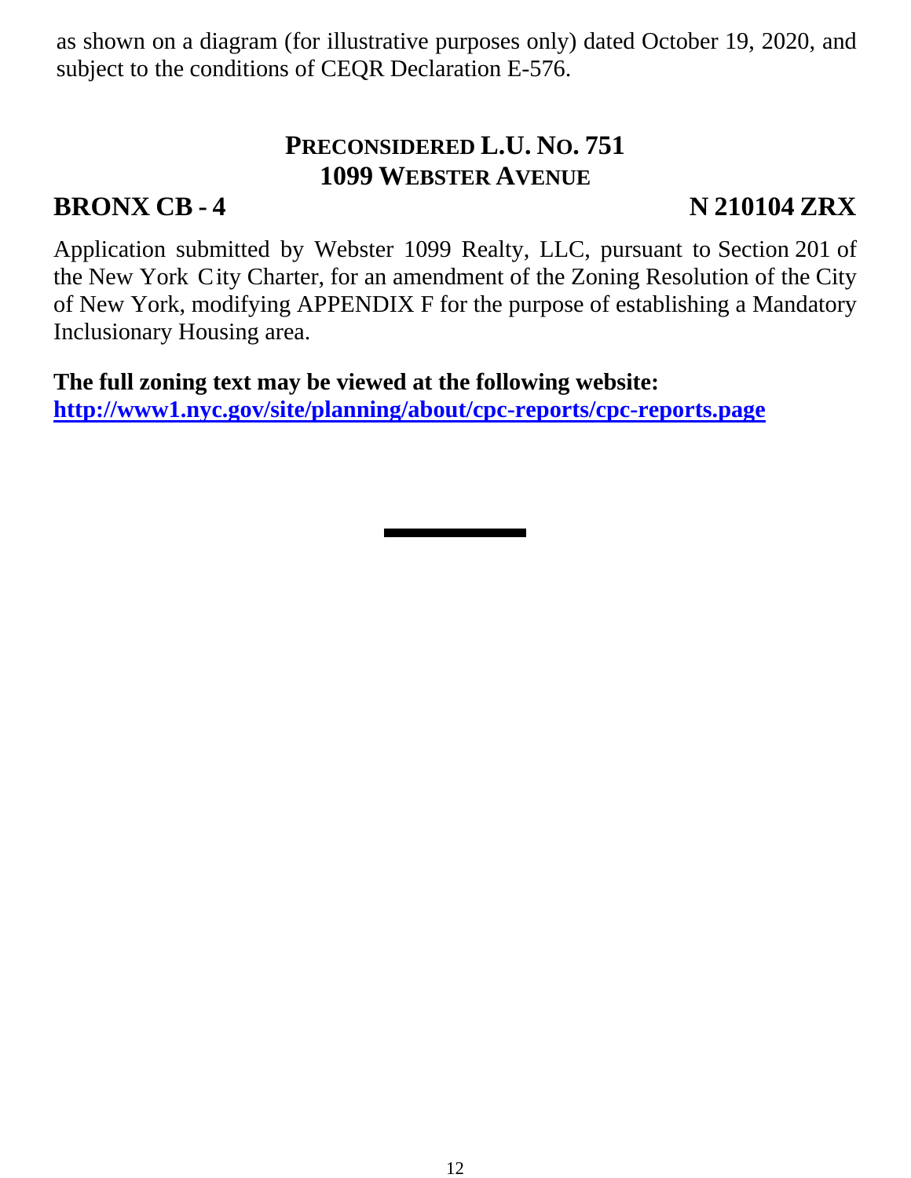as shown on a diagram (for illustrative purposes only) dated October 19, 2020, and subject to the conditions of CEQR Declaration E-576.

## PRECONSIDERED L.U. NO. 751
## 1099 WEBSTER AVENUE

**BRONX CB - 4** **N 210104 ZRX**

Application submitted by Webster 1099 Realty, LLC, pursuant to Section 201 of the New York City Charter, for an amendment of the Zoning Resolution of the City of New York, modifying APPENDIX F for the purpose of establishing a Mandatory Inclusionary Housing area.

**The full zoning text may be viewed at the following website:**
**http://www1.nyc.gov/site/planning/about/cpc-reports/cpc-reports.page**